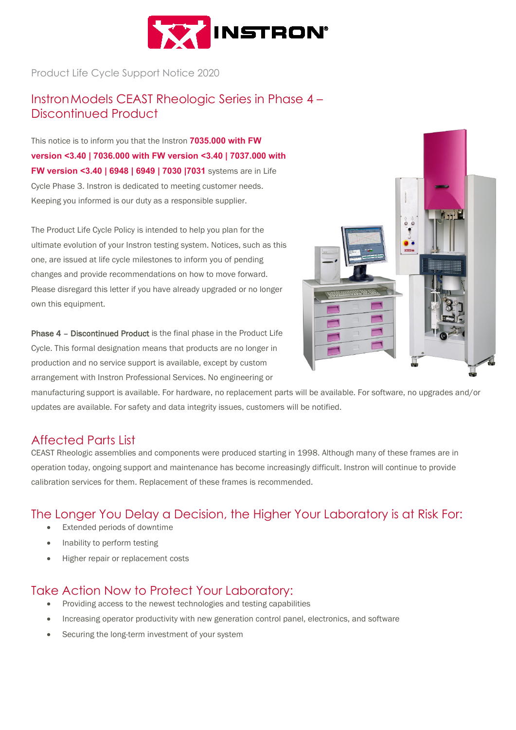Product Life Cycle Support Notice 2020

# Instron Models CEAST Rheologic Series in Phase 4 – Discontinued Product

This notice is to inform you that the Instron **7035.000 with FW version <3.40 | 7036.000 with FW version <3.40 | 7037.000 with FW version <3.40 | 6948 | 6949 | 7030 |7031** systems are in Life Cycle Phase 3. Instron is dedicated to meeting customer needs. Keeping you informed is our duty as a responsible supplier.

The Product Life Cycle Policy is intended to help you plan for the ultimate evolution of your Instron testing system. Notices, such as this one, are issued at life cycle milestones to inform you of pending changes and provide recommendations on how to move forward. Please disregard this letter if you have already upgraded or no longer own this equipment.

**Phase 4 – Discontinued Product** is the final phase in the Product Life Cycle. This formal designation means that products are no longer in production and no service support is available, except by custom arrangement with Instron Professional Services. No engineering or manufacturing support is available. For hardware, no replacement parts will be available. For software, no upgrades and/or updates are available. For safety and data integrity issues, customers will be notified.

## Affected Parts List

CEAST Rheologic assemblies and components were produced starting in 1998. Although many of these frames are in operation today, ongoing support and maintenance has become increasingly difficult. Instron will continue to provide calibration services for them. Replacement of these frames is recommended.

## The Longer You Delay a Decision, the Higher Your Laboratory is at Risk For:

- Extended periods of downtime
- Inability to perform testing
- Higher repair or replacement costs

## Take Action Now to Protect Your Laboratory:

- Providing access to the newest technologies and testing capabilities
- Increasing operator productivity with new generation control panel, electronics, and software
- Securing the long-term investment of your system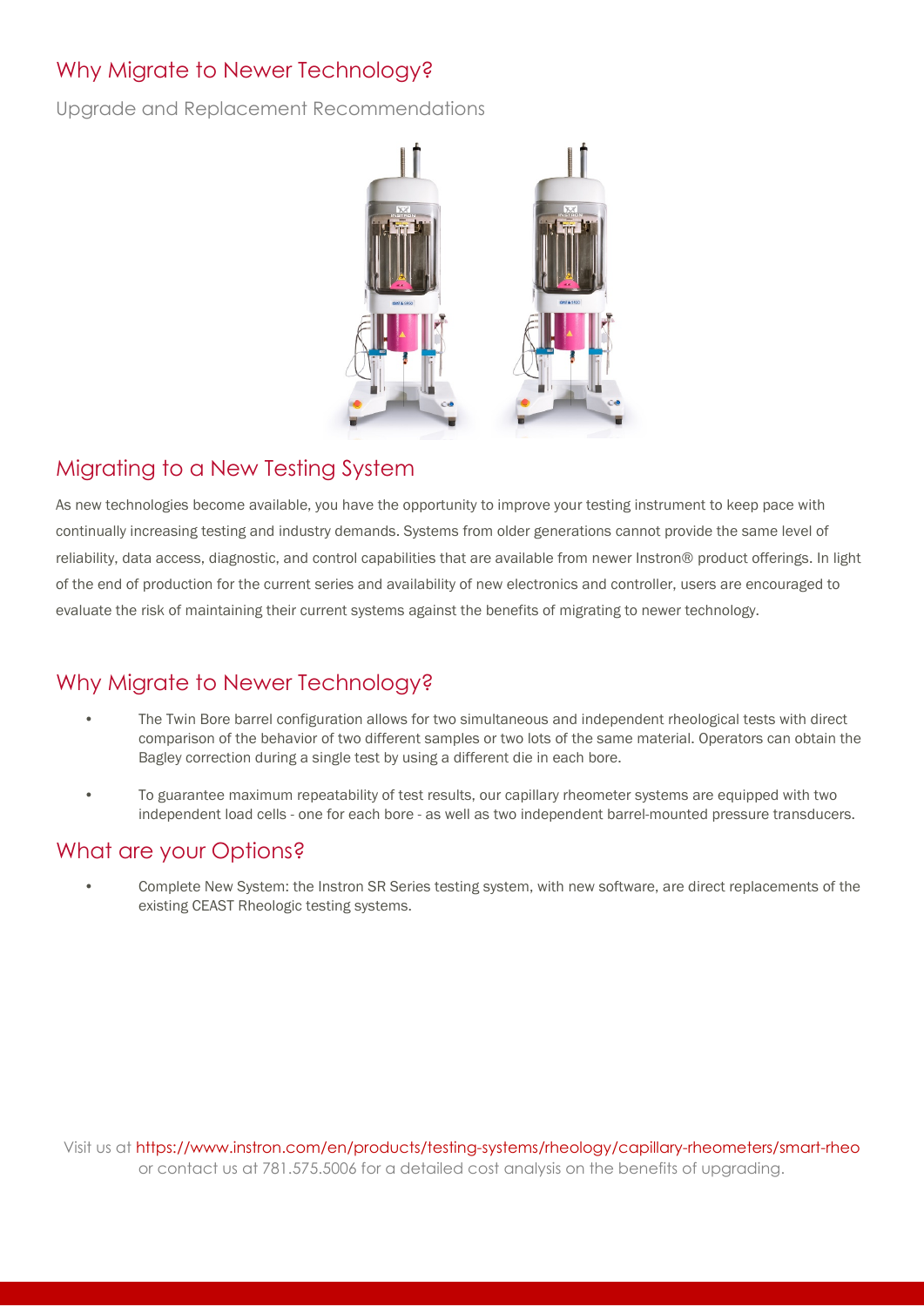# Why Migrate to Newer Technology?

Upgrade and Replacement Recommendations

## Migrating to a New Testing System

As new technologies become available, you have the opportunity to improve your testing instrument to keep pace with continually increasing testing and industry demands. Systems from older generations cannot provide the same level of reliability, data access, diagnostic, and control capabilities that are available from newer Instron® product offerings. In light of the end of production for the current series and availability of new electronics and controller, users are encouraged to evaluate the risk of maintaining their current systems against the benefits of migrating to newer technology.

## Why Migrate to Newer Technology?

- The Twin Bore barrel configuration allows for two simultaneous and independent rheological tests with direct comparison of the behavior of two different samples or two lots of the same material. Operators can obtain the Bagley correction during a single test by using a different die in each bore.
- To guarantee maximum repeatability of test results, our capillary rheometer systems are equipped with two independent load cells - one for each bore - as well as two independent barrel-mounted pressure transducers.

## What are your Options?

- Complete New System: the Instron SR Series testing system, with new software, are direct replacements of the existing CEAST Rheologic testing systems.

Visit us at https://www.instron.com/en/products/testing-systems/rheology/capillary-rheometers/smart-rheo or contact us at 781.575.5006 for a detailed cost analysis on the benefits of upgrading.